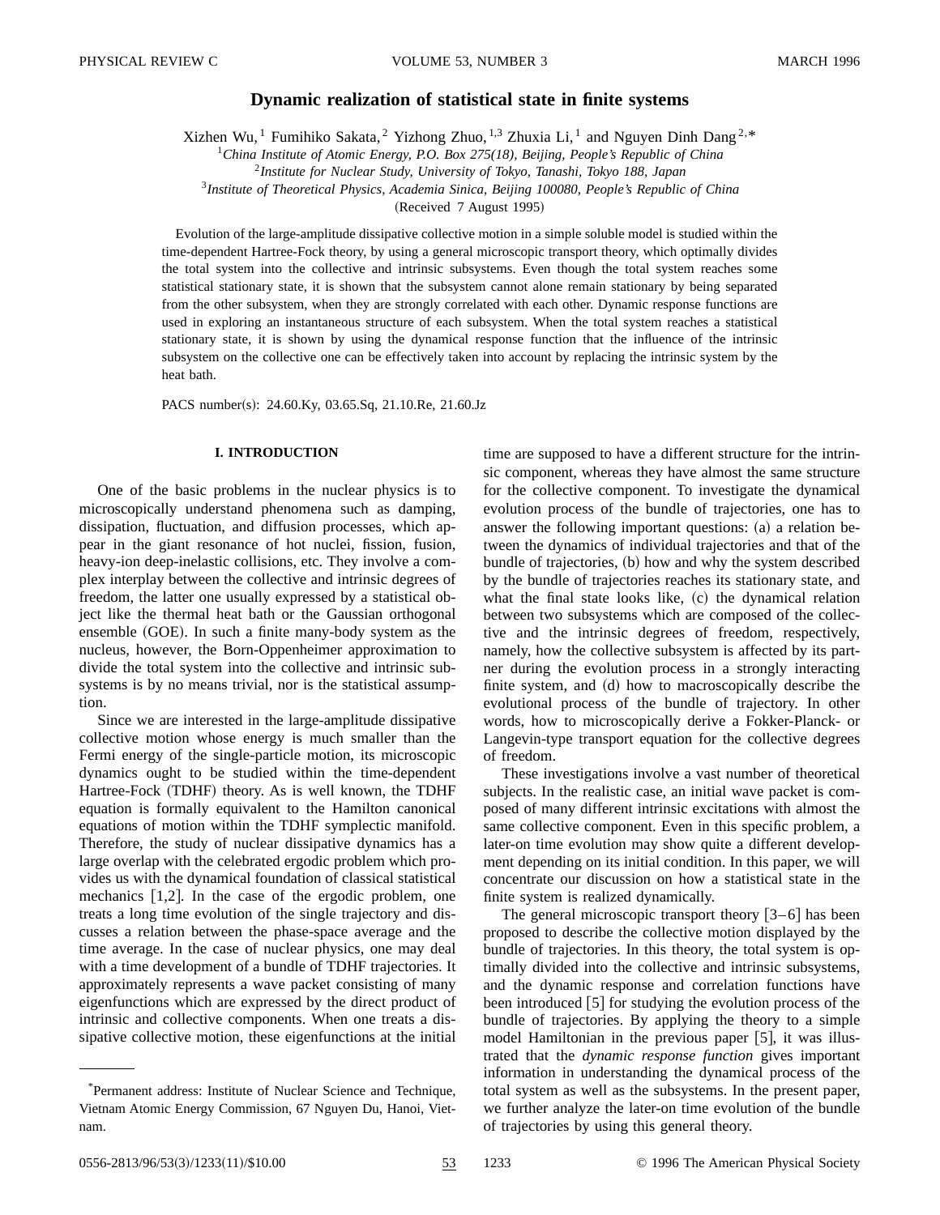# Dynamic realization of statistical state in finite systems

Xizhen Wu,[1] Fumihiko Sakata,[2] Yizhong Zhuo,[1,3] Zhuxia Li,[1] and Nguyen Dinh Dang[2,*]

[1]*China Institute of Atomic Energy, P.O. Box 275(18), Beijing, People's Republic of China*

[2]*Institute for Nuclear Study, University of Tokyo, Tanashi, Tokyo 188, Japan*

[3]*Institute of Theoretical Physics, Academia Sinica, Beijing 100080, People's Republic of China*

(Received 7 August 1995)

Evolution of the large-amplitude dissipative collective motion in a simple soluble model is studied within the time-dependent Hartree-Fock theory, by using a general microscopic transport theory, which optimally divides the total system into the collective and intrinsic subsystems. Even though the total system reaches some statistical stationary state, it is shown that the subsystem cannot alone remain stationary by being separated from the other subsystem, when they are strongly correlated with each other. Dynamic response functions are used in exploring an instantaneous structure of each subsystem. When the total system reaches a statistical stationary state, it is shown by using the dynamical response function that the influence of the intrinsic subsystem on the collective one can be effectively taken into account by replacing the intrinsic system by the heat bath.

PACS number(s): 24.60.Ky, 03.65.Sq, 21.10.Re, 21.60.Jz

## I. INTRODUCTION

One of the basic problems in the nuclear physics is to microscopically understand phenomena such as damping, dissipation, fluctuation, and diffusion processes, which appear in the giant resonance of hot nuclei, fission, fusion, heavy-ion deep-inelastic collisions, etc. They involve a complex interplay between the collective and intrinsic degrees of freedom, the latter one usually expressed by a statistical object like the thermal heat bath or the Gaussian orthogonal ensemble (GOE). In such a finite many-body system as the nucleus, however, the Born-Oppenheimer approximation to divide the total system into the collective and intrinsic subsystems is by no means trivial, nor is the statistical assumption.

Since we are interested in the large-amplitude dissipative collective motion whose energy is much smaller than the Fermi energy of the single-particle motion, its microscopic dynamics ought to be studied within the time-dependent Hartree-Fock (TDHF) theory. As is well known, the TDHF equation is formally equivalent to the Hamilton canonical equations of motion within the TDHF symplectic manifold. Therefore, the study of nuclear dissipative dynamics has a large overlap with the celebrated ergodic problem which provides us with the dynamical foundation of classical statistical mechanics [1,2]. In the case of the ergodic problem, one treats a long time evolution of the single trajectory and discusses a relation between the phase-space average and the time average. In the case of nuclear physics, one may deal with a time development of a bundle of TDHF trajectories. It approximately represents a wave packet consisting of many eigenfunctions which are expressed by the direct product of intrinsic and collective components. When one treats a dissipative collective motion, these eigenfunctions at the initial time are supposed to have a different structure for the intrinsic component, whereas they have almost the same structure for the collective component. To investigate the dynamical evolution process of the bundle of trajectories, one has to answer the following important questions: (a) a relation between the dynamics of individual trajectories and that of the bundle of trajectories, (b) how and why the system described by the bundle of trajectories reaches its stationary state, and what the final state looks like, (c) the dynamical relation between two subsystems which are composed of the collective and the intrinsic degrees of freedom, respectively, namely, how the collective subsystem is affected by its partner during the evolution process in a strongly interacting finite system, and (d) how to macroscopically describe the evolutional process of the bundle of trajectory. In other words, how to microscopically derive a Fokker-Planck- or Langevin-type transport equation for the collective degrees of freedom.

These investigations involve a vast number of theoretical subjects. In the realistic case, an initial wave packet is composed of many different intrinsic excitations with almost the same collective component. Even in this specific problem, a later-on time evolution may show quite a different development depending on its initial condition. In this paper, we will concentrate our discussion on how a statistical state in the finite system is realized dynamically.

The general microscopic transport theory [3–6] has been proposed to describe the collective motion displayed by the bundle of trajectories. In this theory, the total system is optimally divided into the collective and intrinsic subsystems, and the dynamic response and correlation functions have been introduced [5] for studying the evolution process of the bundle of trajectories. By applying the theory to a simple model Hamiltonian in the previous paper [5], it was illustrated that the *dynamic response function* gives important information in understanding the dynamical process of the total system as well as the subsystems. In the present paper, we further analyze the later-on time evolution of the bundle of trajectories by using this general theory.

*Permanent address: Institute of Nuclear Science and Technique, Vietnam Atomic Energy Commission, 67 Nguyen Du, Hanoi, Vietnam.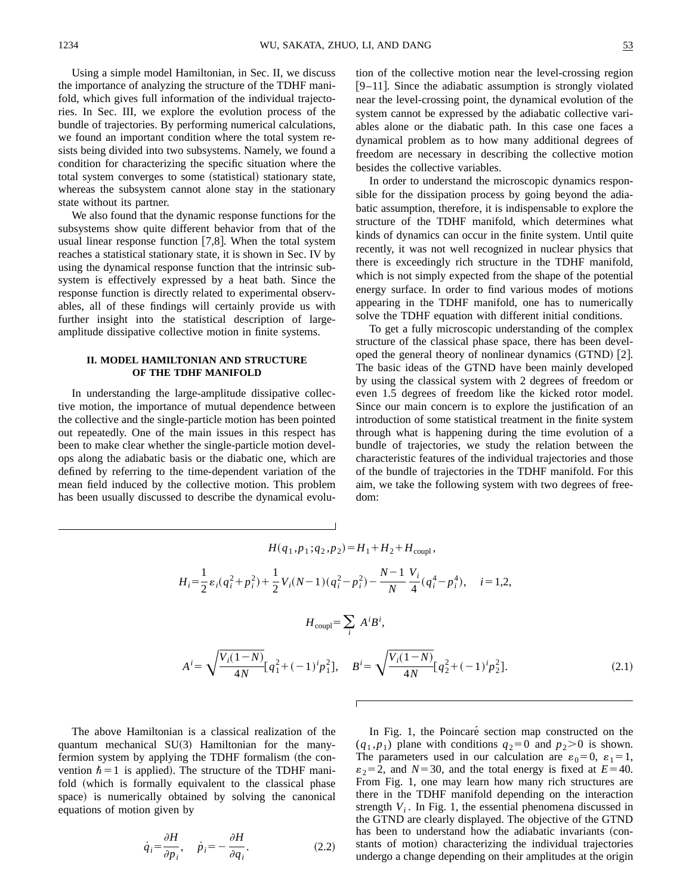Using a simple model Hamiltonian, in Sec. II, we discuss the importance of analyzing the structure of the TDHF manifold, which gives full information of the individual trajectories. In Sec. III, we explore the evolution process of the bundle of trajectories. By performing numerical calculations, we found an important condition where the total system resists being divided into two subsystems. Namely, we found a condition for characterizing the specific situation where the total system converges to some (statistical) stationary state, whereas the subsystem cannot alone stay in the stationary state without its partner.

We also found that the dynamic response functions for the subsystems show quite different behavior from that of the usual linear response function [7,8]. When the total system reaches a statistical stationary state, it is shown in Sec. IV by using the dynamical response function that the intrinsic subsystem is effectively expressed by a heat bath. Since the response function is directly related to experimental observables, all of these findings will certainly provide us with further insight into the statistical description of large-amplitude dissipative collective motion in finite systems.

## II. MODEL HAMILTONIAN AND STRUCTURE OF THE TDHF MANIFOLD

In understanding the large-amplitude dissipative collective motion, the importance of mutual dependence between the collective and the single-particle motion has been pointed out repeatedly. One of the main issues in this respect has been to make clear whether the single-particle motion develops along the adiabatic basis or the diabatic one, which are defined by referring to the time-dependent variation of the mean field induced by the collective motion. This problem has been usually discussed to describe the dynamical evolution of the collective motion near the level-crossing region [9–11]. Since the adiabatic assumption is strongly violated near the level-crossing point, the dynamical evolution of the system cannot be expressed by the adiabatic collective variables alone or the diabatic path. In this case one faces a dynamical problem as to how many additional degrees of freedom are necessary in describing the collective motion besides the collective variables.

In order to understand the microscopic dynamics responsible for the dissipation process by going beyond the adiabatic assumption, therefore, it is indispensable to explore the structure of the TDHF manifold, which determines what kinds of dynamics can occur in the finite system. Until quite recently, it was not well recognized in nuclear physics that there is exceedingly rich structure in the TDHF manifold, which is not simply expected from the shape of the potential energy surface. In order to find various modes of motions appearing in the TDHF manifold, one has to numerically solve the TDHF equation with different initial conditions.

To get a fully microscopic understanding of the complex structure of the classical phase space, there has been developed the general theory of nonlinear dynamics (GTND) [2]. The basic ideas of the GTND have been mainly developed by using the classical system with 2 degrees of freedom or even 1.5 degrees of freedom like the kicked rotor model. Since our main concern is to explore the justification of an introduction of some statistical treatment in the finite system through what is happening during the time evolution of a bundle of trajectories, we study the relation between the characteristic features of the individual trajectories and those of the bundle of trajectories in the TDHF manifold. For this aim, we take the following system with two degrees of freedom:

$$H(q_1,p_1;q_2,p_2)=H_1+H_2+H_{\rm coupl},$$

$$H_i=\frac{1}{2}\varepsilon_i(q_i^2+p_i^2)+\frac{1}{2}V_i(N-1)(q_i^2-p_i^2)-\frac{N-1}{N}\frac{V_i}{4}(q_i^4-p_i^4),\quad i=1,2,$$

$$H_{\rm coupl}=\sum_i A^iB^i,$$

$$A^i=\sqrt{\frac{V_i(1-N)}{4N}}[q_1^2+(-1)^ip_1^2],\quad B^i=\sqrt{\frac{V_i(1-N)}{4N}}[q_2^2+(-1)^ip_2^2]. \tag{2.1}$$

The above Hamiltonian is a classical realization of the quantum mechanical SU(3) Hamiltonian for the many-fermion system by applying the TDHF formalism (the convention $\hbar=1$ is applied). The structure of the TDHF manifold (which is formally equivalent to the classical phase space) is numerically obtained by solving the canonical equations of motion given by

$$\dot{q}_i=\frac{\partial H}{\partial p_i},\quad \dot{p}_i=-\frac{\partial H}{\partial q_i}. \tag{2.2}$$

In Fig. 1, the Poincaré section map constructed on the $(q_1,p_1)$ plane with conditions $q_2=0$ and $p_2>0$ is shown. The parameters used in our calculation are $\varepsilon_0=0$, $\varepsilon_1=1$, $\varepsilon_2=2$, and $N=30$, and the total energy is fixed at $E=40$. From Fig. 1, one may learn how many rich structures are there in the TDHF manifold depending on the interaction strength $V_i$. In Fig. 1, the essential phenomena discussed in the GTND are clearly displayed. The objective of the GTND has been to understand how the adiabatic invariants (constants of motion) characterizing the individual trajectories undergo a change depending on their amplitudes at the origin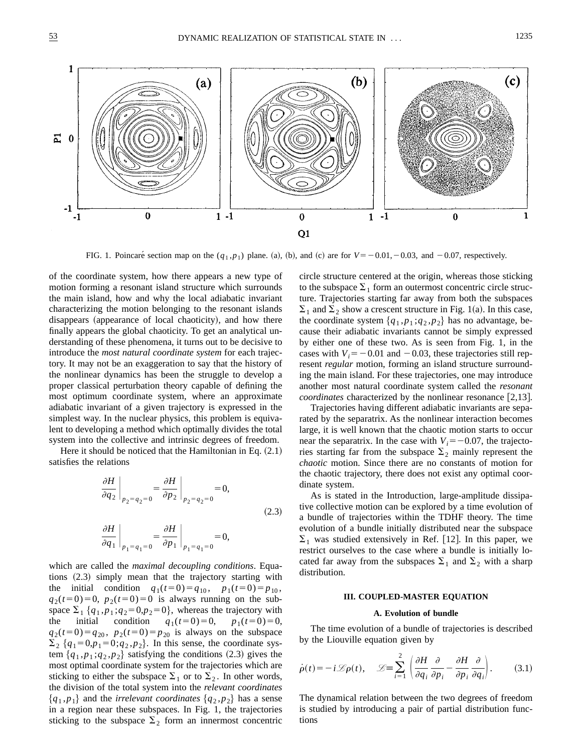FIG. 1. Poincaré section map on the $(q_1,p_1)$ plane. (a), (b), and (c) are for $V=-0.01,-0.03$, and $-0.07$, respectively.

of the coordinate system, how there appears a new type of motion forming a resonant island structure which surrounds the main island, how and why the local adiabatic invariant characterizing the motion belonging to the resonant islands disappears (appearance of local chaoticity), and how there finally appears the global chaoticity. To get an analytical understanding of these phenomena, it turns out to be decisive to introduce the *most natural coordinate system* for each trajectory. It may not be an exaggeration to say that the history of the nonlinear dynamics has been the struggle to develop a proper classical perturbation theory capable of defining the most optimum coordinate system, where an approximate adiabatic invariant of a given trajectory is expressed in the simplest way. In the nuclear physics, this problem is equivalent to developing a method which optimally divides the total system into the collective and intrinsic degrees of freedom.

Here it should be noticed that the Hamiltonian in Eq. (2.1) satisfies the relations

$$\frac{\partial H}{\partial q_2}\bigg|_{p_2=q_2=0}=\frac{\partial H}{\partial p_2}\bigg|_{p_2=q_2=0}=0,$$
$$\frac{\partial H}{\partial q_1}\bigg|_{p_1=q_1=0}=\frac{\partial H}{\partial p_1}\bigg|_{p_1=q_1=0}=0, \tag{2.3}$$

which are called the *maximal decoupling conditions*. Equations (2.3) simply mean that the trajectory starting with the initial condition $q_1(t=0)=q_{10}$, $p_1(t=0)=p_{10}$, $q_2(t=0)=0$, $p_2(t=0)=0$ is always running on the subspace $\Sigma_1$ $\{q_1,p_1;q_2=0,p_2=0\}$, whereas the trajectory with the initial condition $q_1(t=0)=0$, $p_1(t=0)=0$, $q_2(t=0)=q_{20}$, $p_2(t=0)=p_{20}$ is always on the subspace $\Sigma_2$ $\{q_1=0,p_1=0;q_2,p_2\}$. In this sense, the coordinate system $\{q_1,p_1;q_2,p_2\}$ satisfying the conditions (2.3) gives the most optimal coordinate system for the trajectories which are sticking to either the subspace $\Sigma_1$ or to $\Sigma_2$. In other words, the division of the total system into the *relevant coordinates* $\{q_1,p_1\}$ and the *irrelevant coordinates* $\{q_2,p_2\}$ has a sense in a region near these subspaces. In Fig. 1, the trajectories sticking to the subspace $\Sigma_2$ form an innermost concentric circle structure centered at the origin, whereas those sticking to the subspace $\Sigma_1$ form an outermost concentric circle structure. Trajectories starting far away from both the subspaces $\Sigma_1$ and $\Sigma_2$ show a crescent structure in Fig. 1(a). In this case, the coordinate system $\{q_1,p_1;q_2,p_2\}$ has no advantage, because their adiabatic invariants cannot be simply expressed by either one of these two. As is seen from Fig. 1, in the cases with $V_i=-0.01$ and $-0.03$, these trajectories still represent *regular* motion, forming an island structure surrounding the main island. For these trajectories, one may introduce another most natural coordinate system called the *resonant coordinates* characterized by the nonlinear resonance [2,13].

Trajectories having different adiabatic invariants are separated by the separatrix. As the nonlinear interaction becomes large, it is well known that the chaotic motion starts to occur near the separatrix. In the case with $V_i=-0.07$, the trajectories starting far from the subspace $\Sigma_2$ mainly represent the *chaotic* motion. Since there are no constants of motion for the chaotic trajectory, there does not exist any optimal coordinate system.

As is stated in the Introduction, large-amplitude dissipative collective motion can be explored by a time evolution of a bundle of trajectories within the TDHF theory. The time evolution of a bundle initially distributed near the subspace $\Sigma_1$ was studied extensively in Ref. [12]. In this paper, we restrict ourselves to the case where a bundle is initially located far away from the subspaces $\Sigma_1$ and $\Sigma_2$ with a sharp distribution.

## III. COUPLED-MASTER EQUATION

### A. Evolution of bundle

The time evolution of a bundle of trajectories is described by the Liouville equation given by

$$\dot{\rho}(t)=-i\mathcal{L}\rho(t),\quad \mathcal{L}\equiv\sum_{i=1}^{2}\left(\frac{\partial H}{\partial q_i}\frac{\partial}{\partial p_i}-\frac{\partial H}{\partial p_i}\frac{\partial}{\partial q_i}\right). \tag{3.1}$$

The dynamical relation between the two degrees of freedom is studied by introducing a pair of partial distribution functions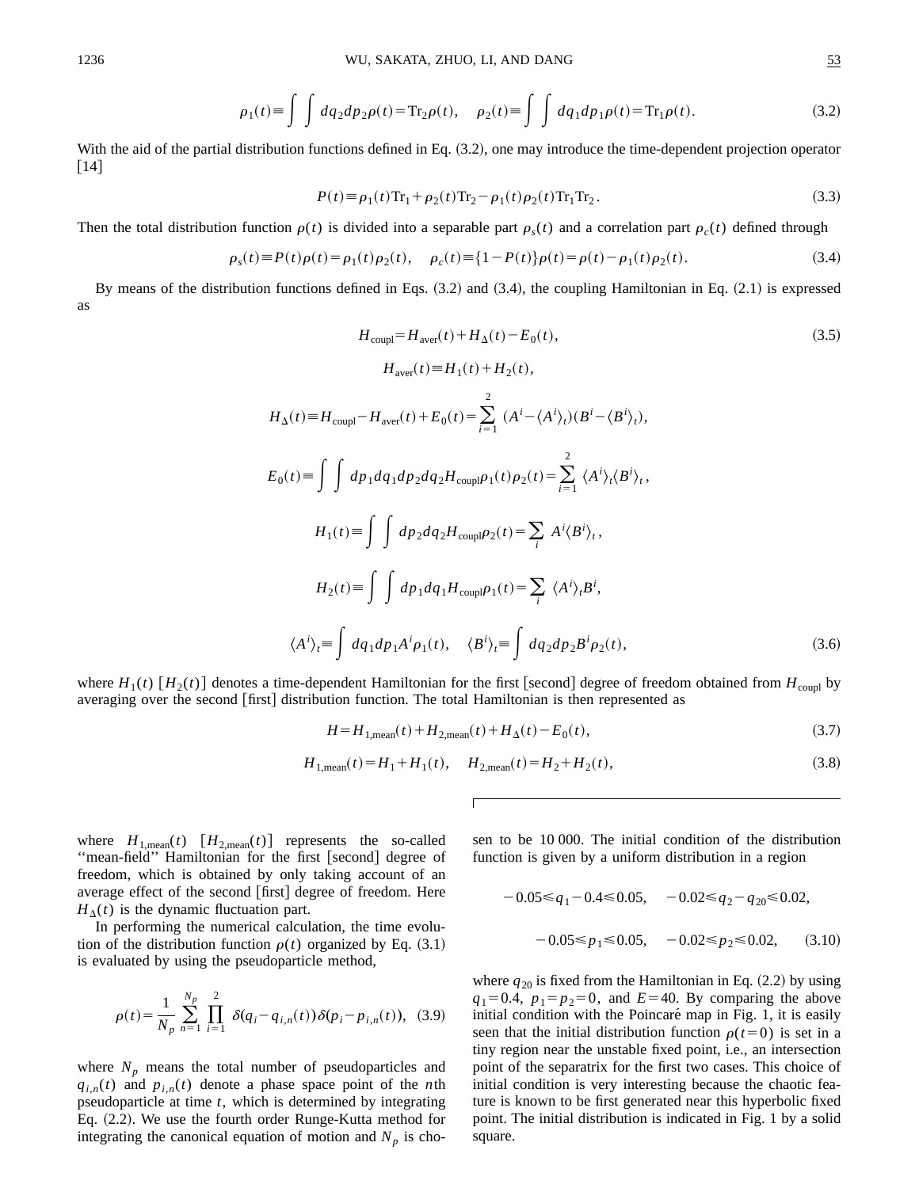$$\rho_1(t) \equiv \int\int dq_2 dp_2 \rho(t) = \mathrm{Tr}_2 \rho(t), \quad \rho_2(t) \equiv \int\int dq_1 dp_1 \rho(t) = \mathrm{Tr}_1 \rho(t). \tag{3.2}$$

With the aid of the partial distribution functions defined in Eq. (3.2), one may introduce the time-dependent projection operator [14]

$$P(t) \equiv \rho_1(t)\mathrm{Tr}_1 + \rho_2(t)\mathrm{Tr}_2 - \rho_1(t)\rho_2(t)\mathrm{Tr}_1\mathrm{Tr}_2. \tag{3.3}$$

Then the total distribution function $\rho(t)$ is divided into a separable part $\rho_s(t)$ and a correlation part $\rho_c(t)$ defined through

$$\rho_s(t) \equiv P(t)\rho(t) = \rho_1(t)\rho_2(t), \quad \rho_c(t) \equiv \{1 - P(t)\}\rho(t) = \rho(t) - \rho_1(t)\rho_2(t). \tag{3.4}$$

By means of the distribution functions defined in Eqs. (3.2) and (3.4), the coupling Hamiltonian in Eq. (2.1) is expressed as

$$H_{\mathrm{coupl}} = H_{\mathrm{aver}}(t) + H_{\Delta}(t) - E_0(t), \tag{3.5}$$

$$H_{\mathrm{aver}}(t) \equiv H_1(t) + H_2(t),$$

$$H_{\Delta}(t) \equiv H_{\mathrm{coupl}} - H_{\mathrm{aver}}(t) + E_0(t) = \sum_{i=1}^{2} (A^i - \langle A^i \rangle_t)(B^i - \langle B^i \rangle_t),$$

$$E_0(t) \equiv \int\int dp_1 dq_1 dp_2 dq_2 H_{\mathrm{coupl}} \rho_1(t)\rho_2(t) = \sum_{i=1}^{2} \langle A^i \rangle_t \langle B^i \rangle_t,$$

$$H_1(t) \equiv \int\int dp_2 dq_2 H_{\mathrm{coupl}} \rho_2(t) = \sum_i A^i \langle B^i \rangle_t,$$

$$H_2(t) \equiv \int\int dp_1 dq_1 H_{\mathrm{coupl}} \rho_1(t) = \sum_i \langle A^i \rangle_t B^i,$$

$$\langle A^i \rangle_t \equiv \int dq_1 dp_1 A^i \rho_1(t), \quad \langle B^i \rangle_t \equiv \int dq_2 dp_2 B^i \rho_2(t), \tag{3.6}$$

where $H_1(t)$ [$H_2(t)$] denotes a time-dependent Hamiltonian for the first [second] degree of freedom obtained from $H_{\mathrm{coupl}}$ by averaging over the second [first] distribution function. The total Hamiltonian is then represented as

$$H = H_{1,\mathrm{mean}}(t) + H_{2,\mathrm{mean}}(t) + H_{\Delta}(t) - E_0(t), \tag{3.7}$$

$$H_{1,\mathrm{mean}}(t) = H_1 + H_1(t), \quad H_{2,\mathrm{mean}}(t) = H_2 + H_2(t), \tag{3.8}$$

where $H_{1,\mathrm{mean}}(t)$ [$H_{2,\mathrm{mean}}(t)$] represents the so-called "mean-field" Hamiltonian for the first [second] degree of freedom, which is obtained by only taking account of an average effect of the second [first] degree of freedom. Here $H_{\Delta}(t)$ is the dynamic fluctuation part.

In performing the numerical calculation, the time evolution of the distribution function $\rho(t)$ organized by Eq. (3.1) is evaluated by using the pseudoparticle method,

$$\rho(t) = \frac{1}{N_p} \sum_{n=1}^{N_p} \prod_{i=1}^{2} \delta(q_i - q_{i,n}(t))\delta(p_i - p_{i,n}(t)), \tag{3.9}$$

where $N_p$ means the total number of pseudoparticles and $q_{i,n}(t)$ and $p_{i,n}(t)$ denote a phase space point of the $n$th pseudoparticle at time $t$, which is determined by integrating Eq. (2.2). We use the fourth order Runge-Kutta method for integrating the canonical equation of motion and $N_p$ is chosen to be 10 000. The initial condition of the distribution function is given by a uniform distribution in a region

$$-0.05 \leqslant q_1 - 0.4 \leqslant 0.05, \quad -0.02 \leqslant q_2 - q_{20} \leqslant 0.02,$$

$$-0.05 \leqslant p_1 \leqslant 0.05, \quad -0.02 \leqslant p_2 \leqslant 0.02, \tag{3.10}$$

where $q_{20}$ is fixed from the Hamiltonian in Eq. (2.2) by using $q_1 = 0.4$, $p_1 = p_2 = 0$, and $E = 40$. By comparing the above initial condition with the Poincaré map in Fig. 1, it is easily seen that the initial distribution function $\rho(t=0)$ is set in a tiny region near the unstable fixed point, i.e., an intersection point of the separatrix for the first two cases. This choice of initial condition is very interesting because the chaotic feature is known to be first generated near this hyperbolic fixed point. The initial distribution is indicated in Fig. 1 by a solid square.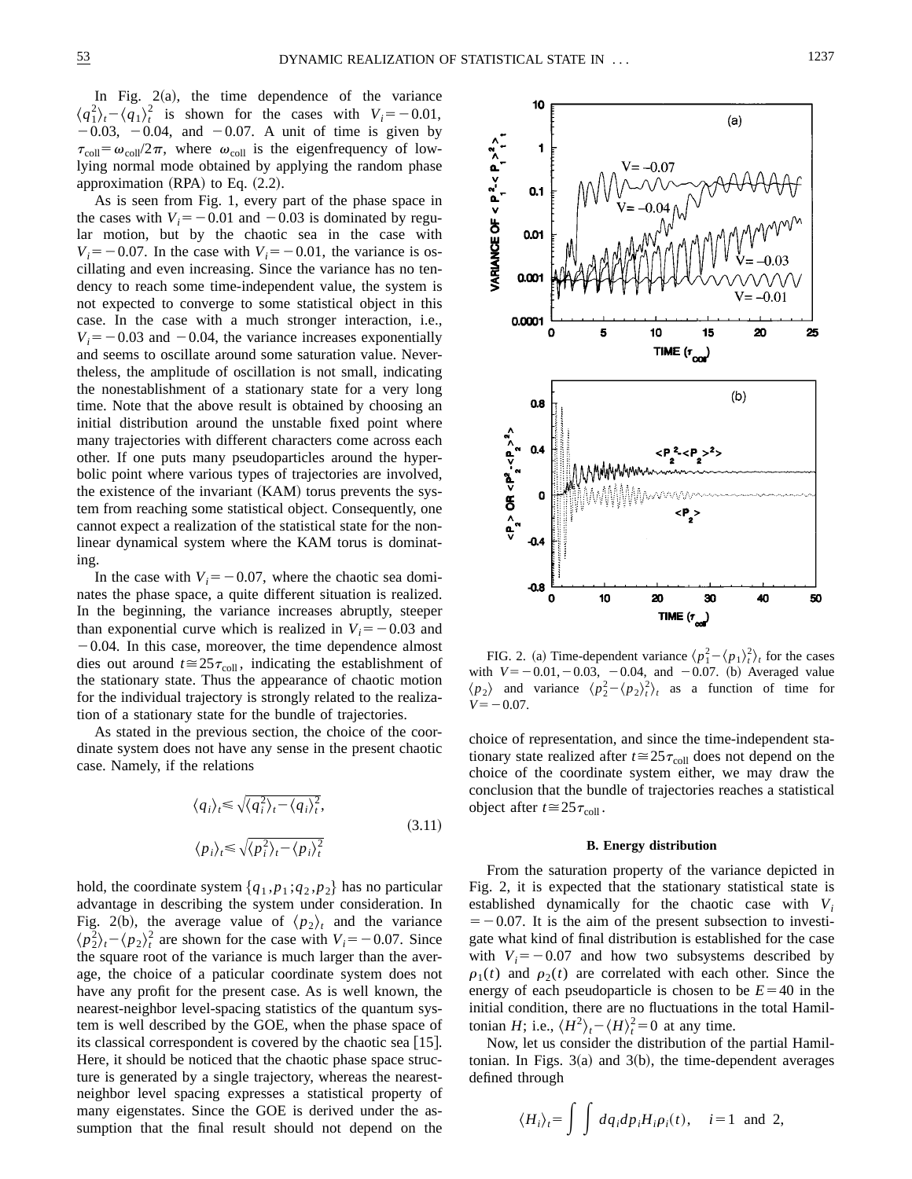In Fig. 2(a), the time dependence of the variance $\langle q_1^2\rangle_t - \langle q_1\rangle_t^2$ is shown for the cases with $V_i = -0.01$, $-0.03$, $-0.04$, and $-0.07$. A unit of time is given by $\tau_{\rm coll} = \omega_{\rm coll}/2\pi$, where $\omega_{\rm coll}$ is the eigenfrequency of low-lying normal mode obtained by applying the random phase approximation (RPA) to Eq. (2.2).

As is seen from Fig. 1, every part of the phase space in the cases with $V_i = -0.01$ and $-0.03$ is dominated by regular motion, but by the chaotic sea in the case with $V_i = -0.07$. In the case with $V_i = -0.01$, the variance is oscillating and even increasing. Since the variance has no tendency to reach some time-independent value, the system is not expected to converge to some statistical object in this case. In the case with a much stronger interaction, i.e., $V_i = -0.03$ and $-0.04$, the variance increases exponentially and seems to oscillate around some saturation value. Nevertheless, the amplitude of oscillation is not small, indicating the nonestablishment of a stationary state for a very long time. Note that the above result is obtained by choosing an initial distribution around the unstable fixed point where many trajectories with different characters come across each other. If one puts many pseudoparticles around the hyperbolic point where various types of trajectories are involved, the existence of the invariant (KAM) torus prevents the system from reaching some statistical object. Consequently, one cannot expect a realization of the statistical state for the nonlinear dynamical system where the KAM torus is dominating.

In the case with $V_i = -0.07$, where the chaotic sea dominates the phase space, a quite different situation is realized. In the beginning, the variance increases abruptly, steeper than exponential curve which is realized in $V_i = -0.03$ and $-0.04$. In this case, moreover, the time dependence almost dies out around $t \cong 25\tau_{\rm coll}$, indicating the establishment of the stationary state. Thus the appearance of chaotic motion for the individual trajectory is strongly related to the realization of a stationary state for the bundle of trajectories.

As stated in the previous section, the choice of the coordinate system does not have any sense in the present chaotic case. Namely, if the relations

$$
\begin{aligned}
\langle q_i\rangle_t &\leqslant \sqrt{\langle q_i^2\rangle_t - \langle q_i\rangle_t^2},\\
\langle p_i\rangle_t &\leqslant \sqrt{\langle p_i^2\rangle_t - \langle p_i\rangle_t^2}
\end{aligned}
\tag{3.11}
$$

hold, the coordinate system $\{q_1, p_1; q_2, p_2\}$ has no particular advantage in describing the system under consideration. In Fig. 2(b), the average value of $\langle p_2\rangle_t$ and the variance $\langle p_2^2\rangle_t - \langle p_2\rangle_t^2$ are shown for the case with $V_i = -0.07$. Since the square root of the variance is much larger than the average, the choice of a paticular coordinate system does not have any profit for the present case. As is well known, the nearest-neighbor level-spacing statistics of the quantum system is well described by the GOE, when the phase space of its classical correspondent is covered by the chaotic sea [15]. Here, it should be noticed that the chaotic phase space structure is generated by a single trajectory, whereas the nearest-neighbor level spacing expresses a statistical property of many eigenstates. Since the GOE is derived under the assumption that the final result should not depend on the choice of representation, and since the time-independent stationary state realized after $t \cong 25\tau_{\rm coll}$ does not depend on the choice of the coordinate system either, we may draw the conclusion that the bundle of trajectories reaches a statistical object after $t \cong 25\tau_{\rm coll}$.

FIG. 2. (a) Time-dependent variance $\langle p_1^2 - \langle p_1\rangle_t^2\rangle_t$ for the cases with $V = -0.01, -0.03$, $-0.04$, and $-0.07$. (b) Averaged value $\langle p_2\rangle$ and variance $\langle p_2^2 - \langle p_2\rangle_t^2\rangle_t$ as a function of time for $V = -0.07$.

### B. Energy distribution

From the saturation property of the variance depicted in Fig. 2, it is expected that the stationary statistical state is established dynamically for the chaotic case with $V_i = -0.07$. It is the aim of the present subsection to investigate what kind of final distribution is established for the case with $V_i = -0.07$ and how two subsystems described by $\rho_1(t)$ and $\rho_2(t)$ are correlated with each other. Since the energy of each pseudoparticle is chosen to be $E = 40$ in the initial condition, there are no fluctuations in the total Hamiltonian $H$; i.e., $\langle H^2\rangle_t - \langle H\rangle_t^2 = 0$ at any time.

Now, let us consider the distribution of the partial Hamiltonian. In Figs. 3(a) and 3(b), the time-dependent averages defined through

$$
\langle H_i\rangle_t = \int\int dq_i dp_i H_i \rho_i(t), \quad i = 1 \text{ and } 2,
$$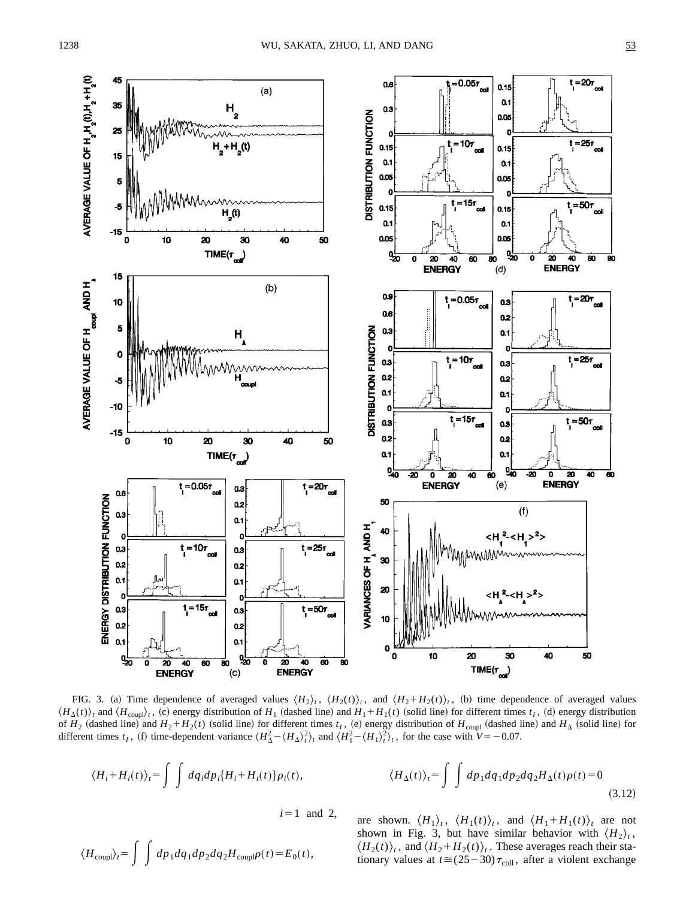FIG. 3. (a) Time dependence of averaged values $\langle H_2\rangle_t$, $\langle H_2(t)\rangle_t$, and $\langle H_2+H_2(t)\rangle_t$, (b) time dependence of averaged values $\langle H_\Delta(t)\rangle_t$ and $\langle H_{\rm coupl}\rangle_t$, (c) energy distribution of $H_1$ (dashed line) and $H_1+H_1(t)$ (solid line) for different times $t_I$, (d) energy distribution of $H_2$ (dashed line) and $H_2+H_2(t)$ (solid line) for different times $t_I$, (e) energy distribution of $H_{\rm coupl}$ (dashed line) and $H_\Delta$ (solid line) for different times $t_I$, (f) time-dependent variance $\langle H_\Delta^2-\langle H_\Delta\rangle_t^2\rangle_t$ and $\langle H_1^2-\langle H_1\rangle_t^2\rangle_t$, for the case with $V=-0.07$.

$$\langle H_i+H_i(t)\rangle_t=\int\int dq_i dp_i\{H_i+H_i(t)\}\rho_i(t),$$

$$i=1 \text{ and } 2,$$

$$\langle H_{\rm coupl}\rangle_t=\int\int dp_1dq_1dp_2dq_2H_{\rm coupl}\rho(t)=E_0(t),$$

$$\langle H_\Delta(t)\rangle_t=\int\int dp_1dq_1dp_2dq_2H_\Delta(t)\rho(t)=0 \tag{3.12}$$

are shown. $\langle H_1\rangle_t$, $\langle H_1(t)\rangle_t$, and $\langle H_1+H_1(t)\rangle_t$ are not shown in Fig. 3, but have similar behavior with $\langle H_2\rangle_t$, $\langle H_2(t)\rangle_t$, and $\langle H_2+H_2(t)\rangle_t$. These averages reach their stationary values at $t\cong(25-30)\tau_{\rm coll}$, after a violent exchange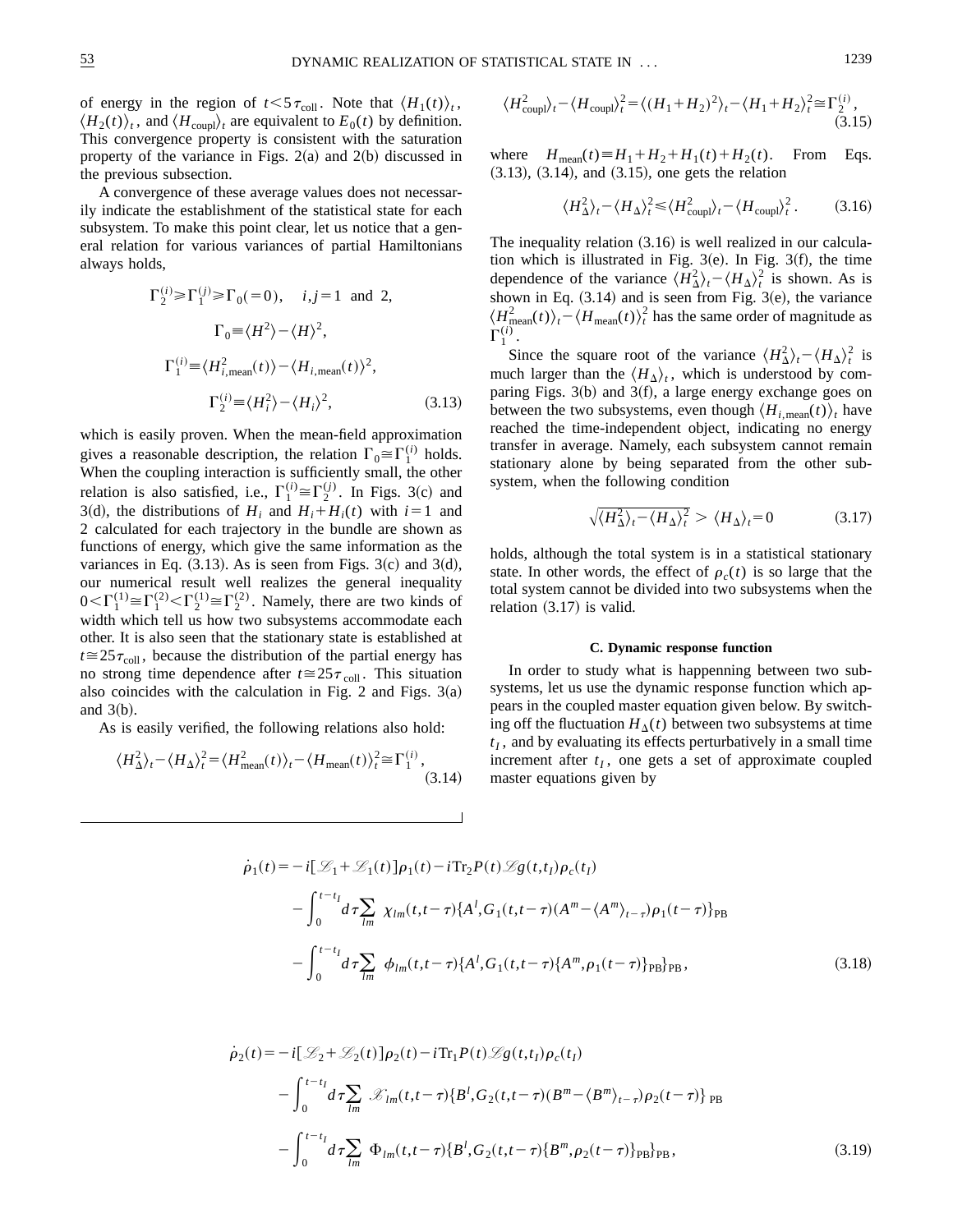of energy in the region of $t<5\tau_{\rm coll}$. Note that $\langle H_1(t)\rangle_t$, $\langle H_2(t)\rangle_t$, and $\langle H_{\rm coupl}\rangle_t$ are equivalent to $E_0(t)$ by definition. This convergence property is consistent with the saturation property of the variance in Figs. 2(a) and 2(b) discussed in the previous subsection.

A convergence of these average values does not necessarily indicate the establishment of the statistical state for each subsystem. To make this point clear, let us notice that a general relation for various variances of partial Hamiltonians always holds,

$$
\begin{aligned}
&\Gamma_2^{(i)} \geqslant \Gamma_1^{(j)} \geqslant \Gamma_0 (=0), \quad i,j=1 \text{ and } 2,\\
&\Gamma_0 \equiv \langle H^2\rangle - \langle H\rangle^2,\\
&\Gamma_1^{(i)} \equiv \langle H_{i,\rm mean}^2(t)\rangle - \langle H_{i,\rm mean}(t)\rangle^2,\\
&\Gamma_2^{(i)} \equiv \langle H_i^2\rangle - \langle H_i\rangle^2, \qquad (3.13)
\end{aligned}
$$

which is easily proven. When the mean-field approximation gives a reasonable description, the relation $\Gamma_0 \cong \Gamma_1^{(i)}$ holds. When the coupling interaction is sufficiently small, the other relation is also satisfied, i.e., $\Gamma_1^{(i)} \cong \Gamma_2^{(j)}$. In Figs. 3(c) and 3(d), the distributions of $H_i$ and $H_i + H_i(t)$ with $i=1$ and 2 calculated for each trajectory in the bundle are shown as functions of energy, which give the same information as the variances in Eq. (3.13). As is seen from Figs. 3(c) and 3(d), our numerical result well realizes the general inequality $0<\Gamma_1^{(1)} \cong \Gamma_1^{(2)} < \Gamma_2^{(1)} \cong \Gamma_2^{(2)}$. Namely, there are two kinds of width which tell us how two subsystems accommodate each other. It is also seen that the stationary state is established at $t \cong 25\tau_{\rm coll}$, because the distribution of the partial energy has no strong time dependence after $t\cong 25\tau_{\rm coll}$. This situation also coincides with the calculation in Fig. 2 and Figs. 3(a) and 3(b).

As is easily verified, the following relations also hold:

$$
\langle H_\Delta^2\rangle_t - \langle H_\Delta\rangle_t^2 = \langle H_{\rm mean}^2(t)\rangle_t - \langle H_{\rm mean}(t)\rangle_t^2 \cong \Gamma_1^{(i)}, \qquad (3.14)
$$

$$
\langle H_{\rm coupl}^2\rangle_t - \langle H_{\rm coupl}\rangle_t^2 = \langle (H_1+H_2)^2\rangle_t - \langle H_1+H_2\rangle_t^2 \cong \Gamma_2^{(i)}, \qquad (3.15)
$$

where $H_{\rm mean}(t) \equiv H_1 + H_2 + H_1(t) + H_2(t)$. From Eqs. (3.13), (3.14), and (3.15), one gets the relation

$$
\langle H_\Delta^2\rangle_t - \langle H_\Delta\rangle_t^2 \leqslant \langle H_{\rm coupl}^2\rangle_t - \langle H_{\rm coupl}\rangle_t^2 . \qquad (3.16)
$$

The inequality relation (3.16) is well realized in our calculation which is illustrated in Fig. 3(e). In Fig. 3(f), the time dependence of the variance $\langle H_\Delta^2\rangle_t - \langle H_\Delta\rangle_t^2$ is shown. As is shown in Eq. (3.14) and is seen from Fig. 3(e), the variance $\langle H_{\rm mean}^2(t)\rangle_t - \langle H_{\rm mean}(t)\rangle_t^2$ has the same order of magnitude as $\Gamma_1^{(i)}$.

Since the square root of the variance $\langle H_\Delta^2\rangle_t - \langle H_\Delta\rangle_t^2$ is much larger than the $\langle H_\Delta\rangle_t$, which is understood by comparing Figs. 3(b) and 3(f), a large energy exchange goes on between the two subsystems, even though $\langle H_{i,\rm mean}(t)\rangle_t$ have reached the time-independent object, indicating no energy transfer in average. Namely, each subsystem cannot remain stationary alone by being separated from the other subsystem, when the following condition

$$
\sqrt{\langle H_\Delta^2\rangle_t - \langle H_\Delta\rangle_t^2} > \langle H_\Delta\rangle_t = 0 \qquad (3.17)
$$

holds, although the total system is in a statistical stationary state. In other words, the effect of $\rho_c(t)$ is so large that the total system cannot be divided into two subsystems when the relation (3.17) is valid.

### C. Dynamic response function

In order to study what is happenning between two subsystems, let us use the dynamic response function which appears in the coupled master equation given below. By switching off the fluctuation $H_\Delta(t)$ between two subsystems at time $t_I$, and by evaluating its effects perturbatively in a small time increment after $t_I$, one gets a set of approximate coupled master equations given by

$$
\begin{aligned}
\dot\rho_1(t) = &-i[\mathscr{L}_1 + \mathscr{L}_1(t)]\rho_1(t) - i{\rm Tr}_2 P(t)\mathscr{L}g(t,t_I)\rho_c(t_I)\\
&-\int_0^{t-t_I} d\tau \sum_{lm} \chi_{lm}(t,t-\tau)\{A^l, G_1(t,t-\tau)(A^m - \langle A^m\rangle_{t-\tau})\rho_1(t-\tau)\}_{\rm PB}\\
&-\int_0^{t-t_I} d\tau \sum_{lm} \phi_{lm}(t,t-\tau)\{A^l, G_1(t,t-\tau)\{A^m, \rho_1(t-\tau)\}_{\rm PB}\}_{\rm PB}, \qquad (3.18)
\end{aligned}
$$

$$
\begin{aligned}
\dot\rho_2(t) = &-i[\mathscr{L}_2 + \mathscr{L}_2(t)]\rho_2(t) - i{\rm Tr}_1 P(t)\mathscr{L}g(t,t_I)\rho_c(t_I)\\
&-\int_0^{t-t_I} d\tau \sum_{lm} \mathscr{X}_{lm}(t,t-\tau)\{B^l, G_2(t,t-\tau)(B^m - \langle B^m\rangle_{t-\tau})\rho_2(t-\tau)\}_{\rm PB}\\
&-\int_0^{t-t_I} d\tau \sum_{lm} \Phi_{lm}(t,t-\tau)\{B^l, G_2(t,t-\tau)\{B^m, \rho_2(t-\tau)\}_{\rm PB}\}_{\rm PB}, \qquad (3.19)
\end{aligned}
$$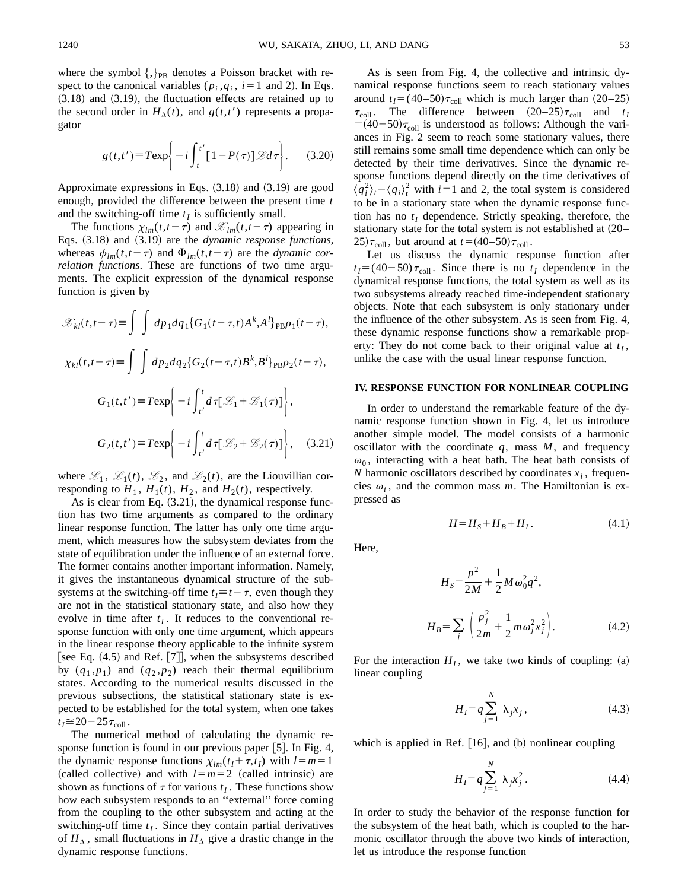where the symbol $\{,\}_{\rm PB}$ denotes a Poisson bracket with respect to the canonical variables $(p_i, q_i,\ i=1$ and 2). In Eqs. (3.18) and (3.19), the fluctuation effects are retained up to the second order in $H_\Delta(t)$, and $g(t,t')$ represents a propagator

$$g(t,t') \equiv T\exp\left\{-i\int_t^{t'}[1-P(\tau)]\mathscr{L}d\tau\right\}. \tag{3.20}$$

Approximate expressions in Eqs. (3.18) and (3.19) are good enough, provided the difference between the present time $t$ and the switching-off time $t_I$ is sufficiently small.

The functions $\chi_{lm}(t,t-\tau)$ and $\mathscr{X}_{lm}(t,t-\tau)$ appearing in Eqs. (3.18) and (3.19) are the *dynamic response functions*, whereas $\phi_{lm}(t,t-\tau)$ and $\Phi_{lm}(t,t-\tau)$ are the *dynamic correlation functions*. These are functions of two time arguments. The explicit expression of the dynamical response function is given by

$$\mathscr{X}_{kl}(t,t-\tau) \equiv \int\int dp_1 dq_1 \{G_1(t-\tau,t)A^k, A^l\}_{\rm PB}\rho_1(t-\tau),$$

$$\chi_{kl}(t,t-\tau) \equiv \int\int dp_2 dq_2 \{G_2(t-\tau,t)B^k, B^l\}_{\rm PB}\rho_2(t-\tau),$$

$$G_1(t,t') \equiv T\exp\left\{-i\int_{t'}^{t} d\tau[\mathscr{L}_1+\mathscr{L}_1(\tau)]\right\},$$

$$G_2(t,t') \equiv T\exp\left\{-i\int_{t'}^{t} d\tau[\mathscr{L}_2+\mathscr{L}_2(\tau)]\right\}, \tag{3.21}$$

where $\mathscr{L}_1$, $\mathscr{L}_1(t)$, $\mathscr{L}_2$, and $\mathscr{L}_2(t)$, are the Liouvillian corresponding to $H_1$, $H_1(t)$, $H_2$, and $H_2(t)$, respectively.

As is clear from Eq. (3.21), the dynamical response function has two time arguments as compared to the ordinary linear response function. The latter has only one time argument, which measures how the subsystem deviates from the state of equilibration under the influence of an external force. The former contains another important information. Namely, it gives the instantaneous dynamical structure of the subsystems at the switching-off time $t_I \equiv t-\tau$, even though they are not in the statistical stationary state, and also how they evolve in time after $t_I$. It reduces to the conventional response function with only one time argument, which appears in the linear response theory applicable to the infinite system [see Eq. (4.5) and Ref. [7]], when the subsystems described by $(q_1,p_1)$ and $(q_2,p_2)$ reach their thermal equilibrium states. According to the numerical results discussed in the previous subsections, the statistical stationary state is expected to be established for the total system, when one takes $t_I \cong 20-25\tau_{\rm coll}$.

The numerical method of calculating the dynamic response function is found in our previous paper [5]. In Fig. 4, the dynamic response functions $\chi_{lm}(t_I+\tau,t_I)$ with $l=m=1$ (called collective) and with $l=m=2$ (called intrinsic) are shown as functions of $\tau$ for various $t_I$. These functions show how each subsystem responds to an "external" force coming from the coupling to the other subsystem and acting at the switching-off time $t_I$. Since they contain partial derivatives of $H_\Delta$, small fluctuations in $H_\Delta$ give a drastic change in the dynamic response functions.

As is seen from Fig. 4, the collective and intrinsic dynamical response functions seem to reach stationary values around $t_I=(40-50)\tau_{\rm coll}$ which is much larger than $(20-25)\tau_{\rm coll}$. The difference between $(20-25)\tau_{\rm coll}$ and $t_I=(40-50)\tau_{\rm coll}$ is understood as follows: Although the variances in Fig. 2 seem to reach some stationary values, there still remains some small time dependence which can only be detected by their time derivatives. Since the dynamic response functions depend directly on the time derivatives of $\langle q_i^2\rangle_t - \langle q_i\rangle_t^2$ with $i=1$ and 2, the total system is considered to be in a stationary state when the dynamic response function has no $t_I$ dependence. Strictly speaking, therefore, the stationary state for the total system is not established at $(20-25)\tau_{\rm coll}$, but around at $t=(40-50)\tau_{\rm coll}$.

Let us discuss the dynamic response function after $t_I=(40-50)\tau_{\rm coll}$. Since there is no $t_I$ dependence in the dynamical response functions, the total system as well as its two subsystems already reached time-independent stationary objects. Note that each subsystem is only stationary under the influence of the other subsystem. As is seen from Fig. 4, these dynamic response functions show a remarkable property: They do not come back to their original value at $t_I$, unlike the case with the usual linear response function.

## IV. RESPONSE FUNCTION FOR NONLINEAR COUPLING

In order to understand the remarkable feature of the dynamic response function shown in Fig. 4, let us introduce another simple model. The model consists of a harmonic oscillator with the coordinate $q$, mass $M$, and frequency $\omega_0$, interacting with a heat bath. The heat bath consists of $N$ harmonic oscillators described by coordinates $x_i$, frequencies $\omega_i$, and the common mass $m$. The Hamiltonian is expressed as

$$H = H_S + H_B + H_I. \tag{4.1}$$

Here,

$$H_S = \frac{p^2}{2M} + \frac{1}{2}M\omega_0^2 q^2,$$

$$H_B = \sum_j \left(\frac{p_j^2}{2m} + \frac{1}{2}m\omega_j^2 x_j^2\right). \tag{4.2}$$

For the interaction $H_I$, we take two kinds of coupling: (a) linear coupling

$$H_I = q\sum_{j=1}^{N} \lambda_j x_j, \tag{4.3}$$

which is applied in Ref. [16], and (b) nonlinear coupling

$$H_I = q\sum_{j=1}^{N} \lambda_j x_j^2. \tag{4.4}$$

In order to study the behavior of the response function for the subsystem of the heat bath, which is coupled to the harmonic oscillator through the above two kinds of interaction, let us introduce the response function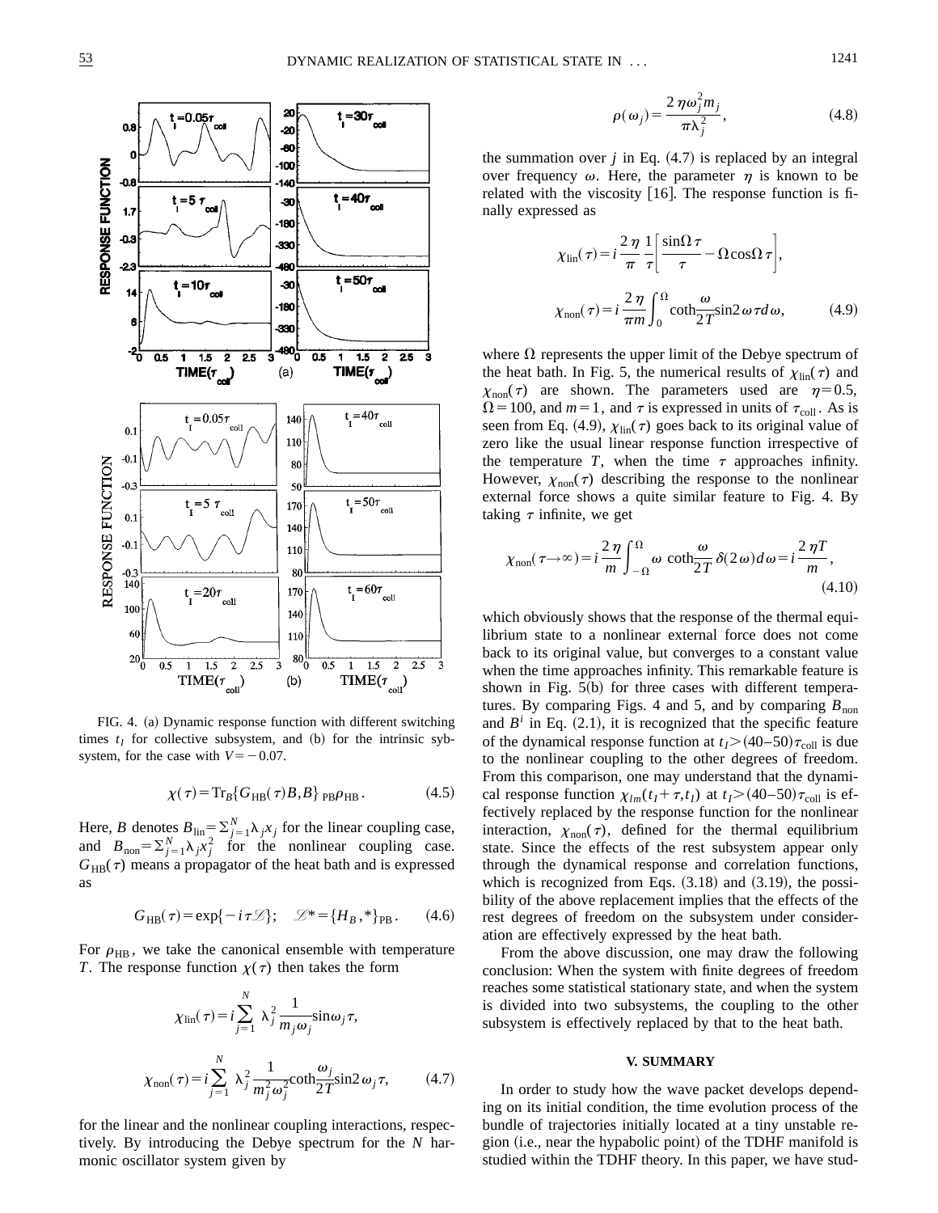FIG. 4. (a) Dynamic response function with different switching times $t_I$ for collective subsystem, and (b) for the intrinsic sybsystem, for the case with $V=-0.07$.

$$\chi(\tau)=\mathrm{Tr}_B\{G_{\mathrm{HB}}(\tau)B,B\}_{\mathrm{PB}}\rho_{\mathrm{HB}}. \tag{4.5}$$

Here, $B$ denotes $B_{\mathrm{lin}}=\Sigma_{j=1}^{N}\lambda_j x_j$ for the linear coupling case, and $B_{\mathrm{non}}=\Sigma_{j=1}^{N}\lambda_j x_j^2$ for the nonlinear coupling case. $G_{\mathrm{HB}}(\tau)$ means a propagator of the heat bath and is expressed as

$$G_{\mathrm{HB}}(\tau)=\exp\{-i\tau\mathscr{L}\};\quad \mathscr{L}*=\{H_B,*\}_{\mathrm{PB}}. \tag{4.6}$$

For $\rho_{\mathrm{HB}}$, we take the canonical ensemble with temperature $T$. The response function $\chi(\tau)$ then takes the form

$$\chi_{\mathrm{lin}}(\tau)=i\sum_{j=1}^{N}\lambda_j^2\frac{1}{m_j\omega_j}\sin\omega_j\tau,$$

$$\chi_{\mathrm{non}}(\tau)=i\sum_{j=1}^{N}\lambda_j^2\frac{1}{m_j^2\omega_j^2}\coth\frac{\omega_j}{2T}\sin 2\omega_j\tau, \tag{4.7}$$

for the linear and the nonlinear coupling interactions, respectively. By introducing the Debye spectrum for the $N$ harmonic oscillator system given by

$$\rho(\omega_j)=\frac{2\eta\omega_j^2 m_j}{\pi\lambda_j^2}, \tag{4.8}$$

the summation over $j$ in Eq. (4.7) is replaced by an integral over frequency $\omega$. Here, the parameter $\eta$ is known to be related with the viscosity [16]. The response function is finally expressed as

$$\chi_{\mathrm{lin}}(\tau)=i\frac{2\eta}{\pi}\frac{1}{\tau}\left[\frac{\sin\Omega\tau}{\tau}-\Omega\cos\Omega\tau\right],$$

$$\chi_{\mathrm{non}}(\tau)=i\frac{2\eta}{\pi m}\int_0^{\Omega}\coth\frac{\omega}{2T}\sin 2\omega\tau d\omega, \tag{4.9}$$

where $\Omega$ represents the upper limit of the Debye spectrum of the heat bath. In Fig. 5, the numerical results of $\chi_{\mathrm{lin}}(\tau)$ and $\chi_{\mathrm{non}}(\tau)$ are shown. The parameters used are $\eta=0.5$, $\Omega=100$, and $m=1$, and $\tau$ is expressed in units of $\tau_{\mathrm{coll}}$. As is seen from Eq. (4.9), $\chi_{\mathrm{lin}}(\tau)$ goes back to its original value of zero like the usual linear response function irrespective of the temperature $T$, when the time $\tau$ approaches infinity. However, $\chi_{\mathrm{non}}(\tau)$ describing the response to the nonlinear external force shows a quite similar feature to Fig. 4. By taking $\tau$ infinite, we get

$$\chi_{\mathrm{non}}(\tau\to\infty)=i\frac{2\eta}{m}\int_{-\Omega}^{\Omega}\omega\,\coth\frac{\omega}{2T}\,\delta(2\omega)d\omega=i\frac{2\eta T}{m}, \tag{4.10}$$

which obviously shows that the response of the thermal equilibrium state to a nonlinear external force does not come back to its original value, but converges to a constant value when the time approaches infinity. This remarkable feature is shown in Fig. 5(b) for three cases with different temperatures. By comparing Figs. 4 and 5, and by comparing $B_{\mathrm{non}}$ and $B^i$ in Eq. (2.1), it is recognized that the specific feature of the dynamical response function at $t_I>(40–50)\tau_{\mathrm{coll}}$ is due to the nonlinear coupling to the other degrees of freedom. From this comparison, one may understand that the dynamical response function $\chi_{lm}(t_I+\tau,t_I)$ at $t_I>(40–50)\tau_{\mathrm{coll}}$ is effectively replaced by the response function for the nonlinear interaction, $\chi_{\mathrm{non}}(\tau)$, defined for the thermal equilibrium state. Since the effects of the rest subsystem appear only through the dynamical response and correlation functions, which is recognized from Eqs. (3.18) and (3.19), the possibility of the above replacement implies that the effects of the rest degrees of freedom on the subsystem under consideration are effectively expressed by the heat bath.

From the above discussion, one may draw the following conclusion: When the system with finite degrees of freedom reaches some statistical stationary state, and when the system is divided into two subsystems, the coupling to the other subsystem is effectively replaced by that to the heat bath.

## V. SUMMARY

In order to study how the wave packet develops depending on its initial condition, the time evolution process of the bundle of trajectories initially located at a tiny unstable region (i.e., near the hypabolic point) of the TDHF manifold is studied within the TDHF theory. In this paper, we have stud-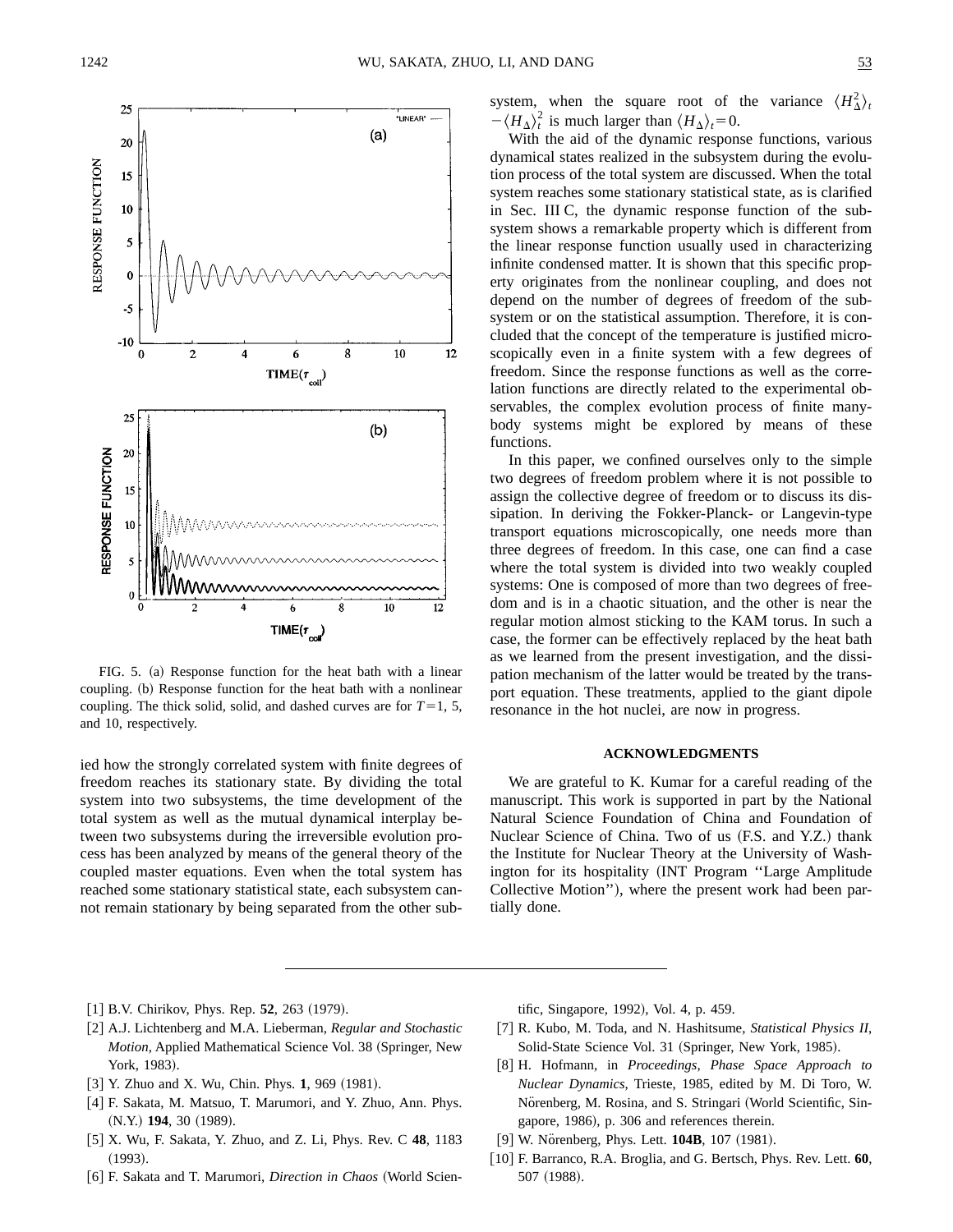FIG. 5. (a) Response function for the heat bath with a linear coupling. (b) Response function for the heat bath with a nonlinear coupling. The thick solid, solid, and dashed curves are for $T=1$, 5, and 10, respectively.

ied how the strongly correlated system with finite degrees of freedom reaches its stationary state. By dividing the total system into two subsystems, the time development of the total system as well as the mutual dynamical interplay between two subsystems during the irreversible evolution process has been analyzed by means of the general theory of the coupled master equations. Even when the total system has reached some stationary statistical state, each subsystem cannot remain stationary by being separated from the other subsystem, when the square root of the variance $\langle H_\Delta^2 \rangle_t - \langle H_\Delta \rangle_t^2$ is much larger than $\langle H_\Delta \rangle_t = 0$.

With the aid of the dynamic response functions, various dynamical states realized in the subsystem during the evolution process of the total system are discussed. When the total system reaches some stationary statistical state, as is clarified in Sec. III C, the dynamic response function of the subsystem shows a remarkable property which is different from the linear response function usually used in characterizing infinite condensed matter. It is shown that this specific property originates from the nonlinear coupling, and does not depend on the number of degrees of freedom of the subsystem or on the statistical assumption. Therefore, it is concluded that the concept of the temperature is justified microscopically even in a finite system with a few degrees of freedom. Since the response functions as well as the correlation functions are directly related to the experimental observables, the complex evolution process of finite many-body systems might be explored by means of these functions.

In this paper, we confined ourselves only to the simple two degrees of freedom problem where it is not possible to assign the collective degree of freedom or to discuss its dissipation. In deriving the Fokker-Planck- or Langevin-type transport equations microscopically, one needs more than three degrees of freedom. In this case, one can find a case where the total system is divided into two weakly coupled systems: One is composed of more than two degrees of freedom and is in a chaotic situation, and the other is near the regular motion almost sticking to the KAM torus. In such a case, the former can be effectively replaced by the heat bath as we learned from the present investigation, and the dissipation mechanism of the latter would be treated by the transport equation. These treatments, applied to the giant dipole resonance in the hot nuclei, are now in progress.

## ACKNOWLEDGMENTS

We are grateful to K. Kumar for a careful reading of the manuscript. This work is supported in part by the National Natural Science Foundation of China and Foundation of Nuclear Science of China. Two of us (F.S. and Y.Z.) thank the Institute for Nuclear Theory at the University of Washington for its hospitality (INT Program ''Large Amplitude Collective Motion''), where the present work had been partially done.

---

[1] B.V. Chirikov, Phys. Rep. **52**, 263 (1979).

[2] A.J. Lichtenberg and M.A. Lieberman, *Regular and Stochastic Motion*, Applied Mathematical Science Vol. 38 (Springer, New York, 1983).

[3] Y. Zhuo and X. Wu, Chin. Phys. **1**, 969 (1981).

[4] F. Sakata, M. Matsuo, T. Marumori, and Y. Zhuo, Ann. Phys. (N.Y.) **194**, 30 (1989).

[5] X. Wu, F. Sakata, Y. Zhuo, and Z. Li, Phys. Rev. C **48**, 1183 (1993).

[6] F. Sakata and T. Marumori, *Direction in Chaos* (World Scientific, Singapore, 1992), Vol. 4, p. 459.

[7] R. Kubo, M. Toda, and N. Hashitsume, *Statistical Physics II*, Solid-State Science Vol. 31 (Springer, New York, 1985).

[8] H. Hofmann, in *Proceedings, Phase Space Approach to Nuclear Dynamics*, Trieste, 1985, edited by M. Di Toro, W. Nörenberg, M. Rosina, and S. Stringari (World Scientific, Singapore, 1986), p. 306 and references therein.

[9] W. Nörenberg, Phys. Lett. **104B**, 107 (1981).

[10] F. Barranco, R.A. Broglia, and G. Bertsch, Phys. Rev. Lett. **60**, 507 (1988).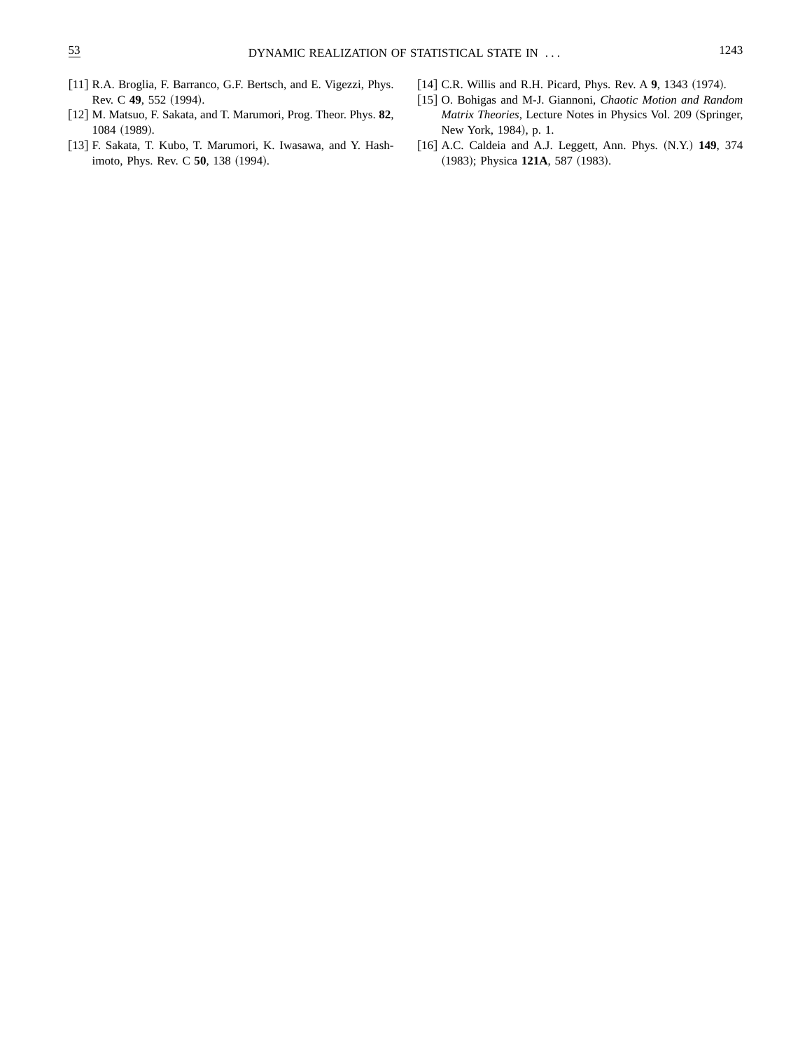[11] R.A. Broglia, F. Barranco, G.F. Bertsch, and E. Vigezzi, Phys. Rev. C **49**, 552 (1994).

[12] M. Matsuo, F. Sakata, and T. Marumori, Prog. Theor. Phys. **82**, 1084 (1989).

[13] F. Sakata, T. Kubo, T. Marumori, K. Iwasawa, and Y. Hashimoto, Phys. Rev. C **50**, 138 (1994).

[14] C.R. Willis and R.H. Picard, Phys. Rev. A **9**, 1343 (1974).

[15] O. Bohigas and M-J. Giannoni, *Chaotic Motion and Random Matrix Theories*, Lecture Notes in Physics Vol. 209 (Springer, New York, 1984), p. 1.

[16] A.C. Caldeia and A.J. Leggett, Ann. Phys. (N.Y.) **149**, 374 (1983); Physica **121A**, 587 (1983).